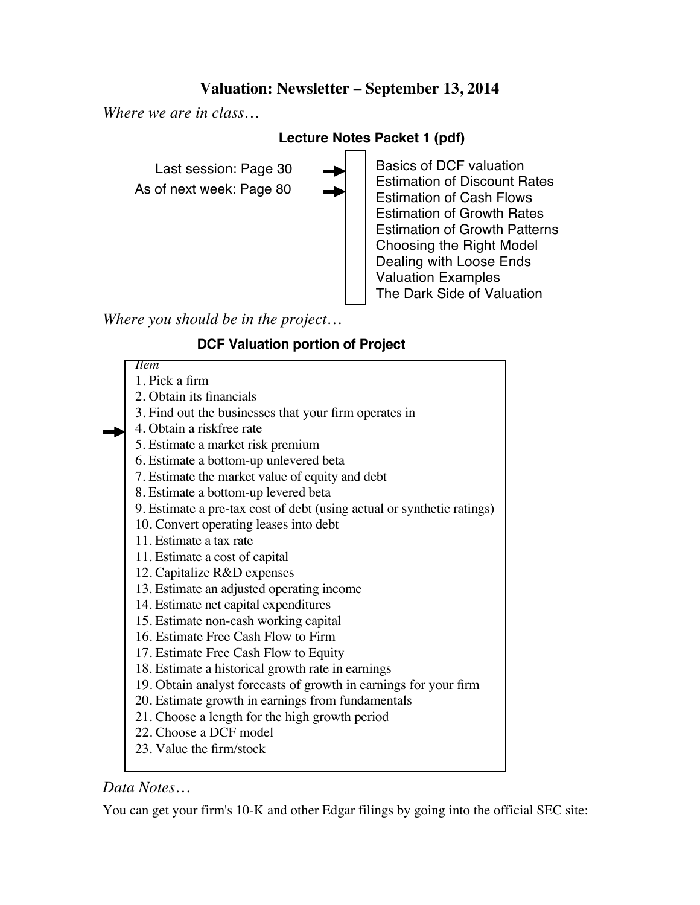# Valuation: Newsletter – September 13, 2014

*Where we are in class…*

**Lecture Notes Packet 1 (pdf)**

Last session: Page 30 →
As of next week: Page 80 →

- Basics of DCF valuation
- Estimation of Discount Rates
- Estimation of Cash Flows
- Estimation of Growth Rates
- Estimation of Growth Patterns
- Choosing the Right Model
- Dealing with Loose Ends
- Valuation Examples
- The Dark Side of Valuation

*Where you should be in the project…*

**DCF Valuation portion of Project**

*Item*

1. Pick a firm
2. Obtain its financials
3. Find out the businesses that your firm operates in
4. Obtain a riskfree rate ←
5. Estimate a market risk premium
6. Estimate a bottom-up unlevered beta
7. Estimate the market value of equity and debt
8. Estimate a bottom-up levered beta
9. Estimate a pre-tax cost of debt (using actual or synthetic ratings)
10. Convert operating leases into debt
11. Estimate a tax rate
11. Estimate a cost of capital
12. Capitalize R&D expenses
13. Estimate an adjusted operating income
14. Estimate net capital expenditures
15. Estimate non-cash working capital
16. Estimate Free Cash Flow to Firm
17. Estimate Free Cash Flow to Equity
18. Estimate a historical growth rate in earnings
19. Obtain analyst forecasts of growth in earnings for your firm
20. Estimate growth in earnings from fundamentals
21. Choose a length for the high growth period
22. Choose a DCF model
23. Value the firm/stock

*Data Notes…*

You can get your firm's 10-K and other Edgar filings by going into the official SEC site: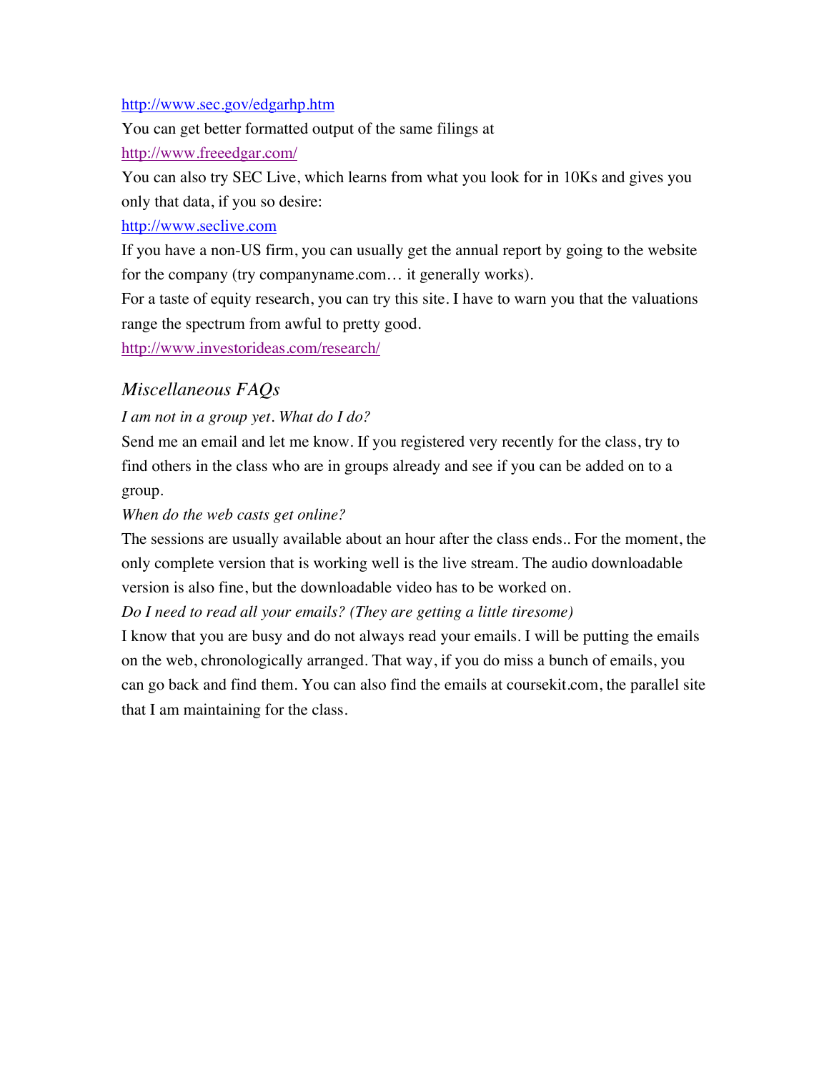http://www.sec.gov/edgarhp.htm

You can get better formatted output of the same filings at

http://www.freeedgar.com/

You can also try SEC Live, which learns from what you look for in 10Ks and gives you only that data, if you so desire:

http://www.seclive.com

If you have a non-US firm, you can usually get the annual report by going to the website for the company (try companyname.com… it generally works).

For a taste of equity research, you can try this site. I have to warn you that the valuations range the spectrum from awful to pretty good.

http://www.investorideas.com/research/

## *Miscellaneous FAQs*

*I am not in a group yet. What do I do?*

Send me an email and let me know. If you registered very recently for the class, try to find others in the class who are in groups already and see if you can be added on to a group.

*When do the web casts get online?*

The sessions are usually available about an hour after the class ends.. For the moment, the only complete version that is working well is the live stream. The audio downloadable version is also fine, but the downloadable video has to be worked on.

*Do I need to read all your emails? (They are getting a little tiresome)*

I know that you are busy and do not always read your emails. I will be putting the emails on the web, chronologically arranged. That way, if you do miss a bunch of emails, you can go back and find them. You can also find the emails at coursekit.com, the parallel site that I am maintaining for the class.